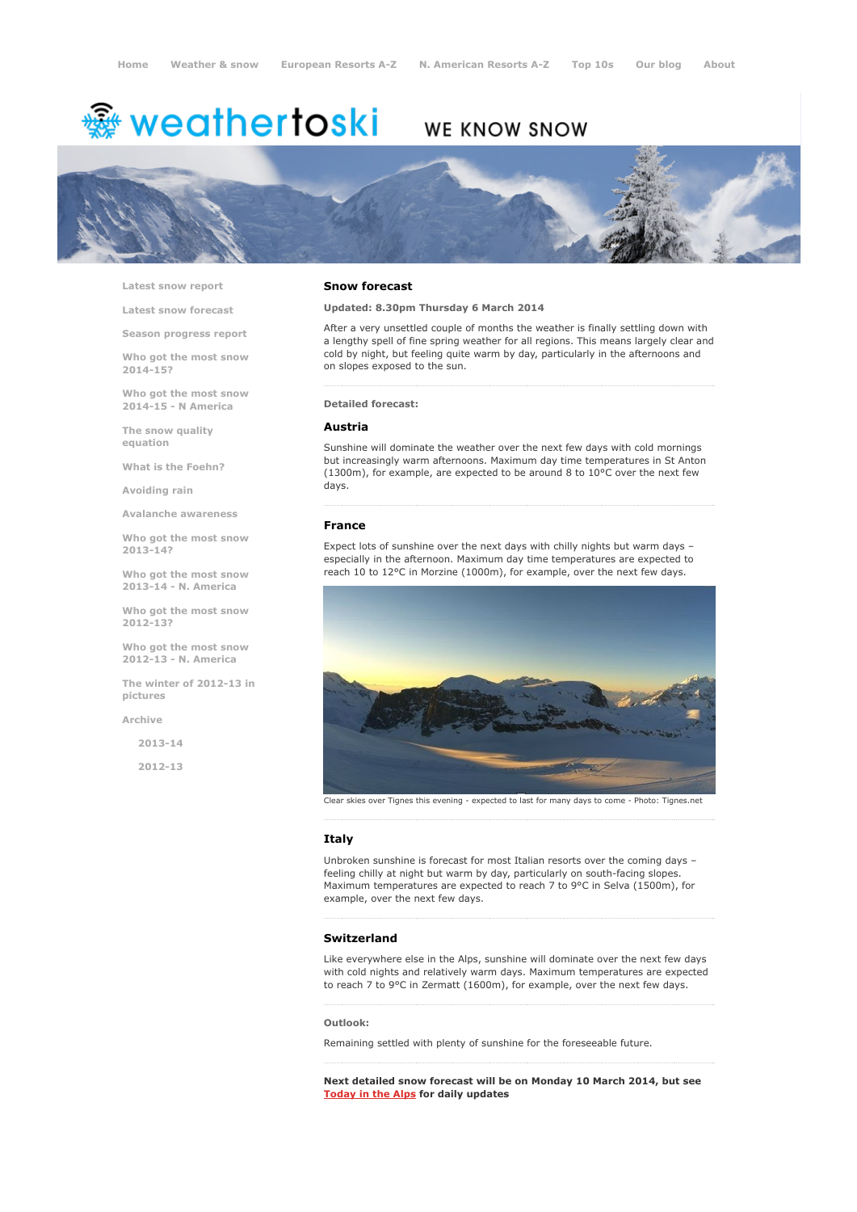Home Weather & snow European Resorts A-Z N. American Resorts A-Z Top 10s Our blog About

weathertoski WE KNOW SNOW

- Latest snow report
- Latest snow forecast
- Season progress report
- Who got the most snow 2014-15?
- Who got the most snow 2014-15 - N America
- The snow quality equation
- What is the Foehn?
- Avoiding rain
- Avalanche awareness
- Who got the most snow 2013-14?
- Who got the most snow 2013-14 - N. America
- Who got the most snow 2012-13?
- Who got the most snow 2012-13 - N. America
- The winter of 2012-13 in pictures
- Archive
  - 2013-14
  - 2012-13

## Snow forecast

**Updated: 8.30pm Thursday 6 March 2014**

After a very unsettled couple of months the weather is finally settling down with a lengthy spell of fine spring weather for all regions. This means largely clear and cold by night, but feeling quite warm by day, particularly in the afternoons and on slopes exposed to the sun.

**Detailed forecast:**

### Austria

Sunshine will dominate the weather over the next few days with cold mornings but increasingly warm afternoons. Maximum day time temperatures in St Anton (1300m), for example, are expected to be around 8 to 10°C over the next few days.

### France

Expect lots of sunshine over the next days with chilly nights but warm days – especially in the afternoon. Maximum day time temperatures are expected to reach 10 to 12°C in Morzine (1000m), for example, over the next few days.

Clear skies over Tignes this evening - expected to last for many days to come - Photo: Tignes.net

### Italy

Unbroken sunshine is forecast for most Italian resorts over the coming days – feeling chilly at night but warm by day, particularly on south-facing slopes. Maximum temperatures are expected to reach 7 to 9°C in Selva (1500m), for example, over the next few days.

### Switzerland

Like everywhere else in the Alps, sunshine will dominate over the next few days with cold nights and relatively warm days. Maximum temperatures are expected to reach 7 to 9°C in Zermatt (1600m), for example, over the next few days.

**Outlook:**

Remaining settled with plenty of sunshine for the foreseeable future.

**Next detailed snow forecast will be on Monday 10 March 2014, but see Today in the Alps for daily updates**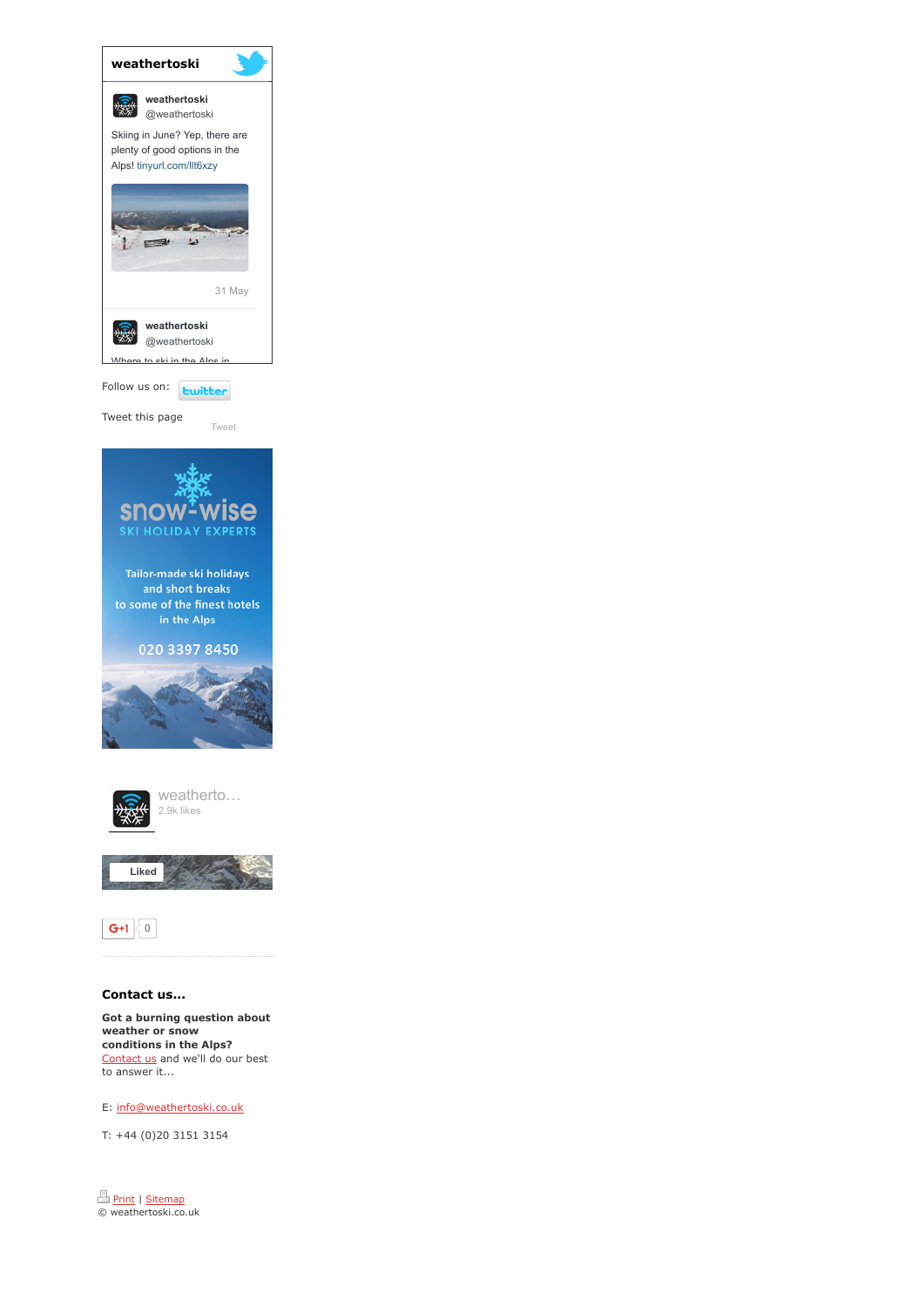**weathertoski**

weathertoski
@weathertoski

Skiing in June? Yep, there are plenty of good options in the Alps! tinyurl.com/llt6xzy

31 May

weathertoski
@weathertoski

Where to ski in the Alps in

Follow us on:

Tweet this page

Tweet

snow-wise
SKI HOLIDAY EXPERTS

Tailor-made ski holidays and short breaks to some of the finest hotels in the Alps

020 3397 8450

weatherto…
2.9k likes

Liked

G+1 0

### Contact us...

**Got a burning question about weather or snow conditions in the Alps?**
Contact us and we'll do our best to answer it...

E: info@weathertoski.co.uk

T: +44 (0)20 3151 3154

Print | Sitemap
© weathertoski.co.uk